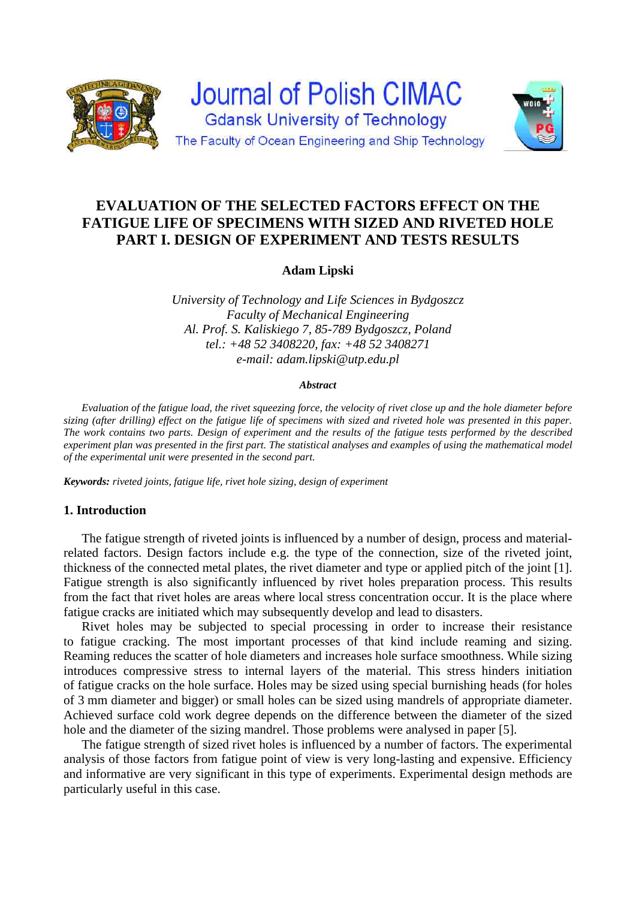# Journal of Polish CIMAC

Gdansk University of Technology

The Faculty of Ocean Engineering and Ship Technology

## EVALUATION OF THE SELECTED FACTORS EFFECT ON THE FATIGUE LIFE OF SPECIMENS WITH SIZED AND RIVETED HOLE PART I. DESIGN OF EXPERIMENT AND TESTS RESULTS

**Adam Lipski**

*University of Technology and Life Sciences in Bydgoszcz*
*Faculty of Mechanical Engineering*
*Al. Prof. S. Kaliskiego 7, 85-789 Bydgoszcz, Poland*
*tel.: +48 52 3408220, fax: +48 52 3408271*
*e-mail: adam.lipski@utp.edu.pl*

***Abstract***

*Evaluation of the fatigue load, the rivet squeezing force, the velocity of rivet close up and the hole diameter before sizing (after drilling) effect on the fatigue life of specimens with sized and riveted hole was presented in this paper. The work contains two parts. Design of experiment and the results of the fatigue tests performed by the described experiment plan was presented in the first part. The statistical analyses and examples of using the mathematical model of the experimental unit were presented in the second part.*

***Keywords:*** *riveted joints, fatigue life, rivet hole sizing, design of experiment*

### 1. Introduction

The fatigue strength of riveted joints is influenced by a number of design, process and material-related factors. Design factors include e.g. the type of the connection, size of the riveted joint, thickness of the connected metal plates, the rivet diameter and type or applied pitch of the joint [1]. Fatigue strength is also significantly influenced by rivet holes preparation process. This results from the fact that rivet holes are areas where local stress concentration occur. It is the place where fatigue cracks are initiated which may subsequently develop and lead to disasters.

Rivet holes may be subjected to special processing in order to increase their resistance to fatigue cracking. The most important processes of that kind include reaming and sizing. Reaming reduces the scatter of hole diameters and increases hole surface smoothness. While sizing introduces compressive stress to internal layers of the material. This stress hinders initiation of fatigue cracks on the hole surface. Holes may be sized using special burnishing heads (for holes of 3 mm diameter and bigger) or small holes can be sized using mandrels of appropriate diameter. Achieved surface cold work degree depends on the difference between the diameter of the sized hole and the diameter of the sizing mandrel. Those problems were analysed in paper [5].

The fatigue strength of sized rivet holes is influenced by a number of factors. The experimental analysis of those factors from fatigue point of view is very long-lasting and expensive. Efficiency and informative are very significant in this type of experiments. Experimental design methods are particularly useful in this case.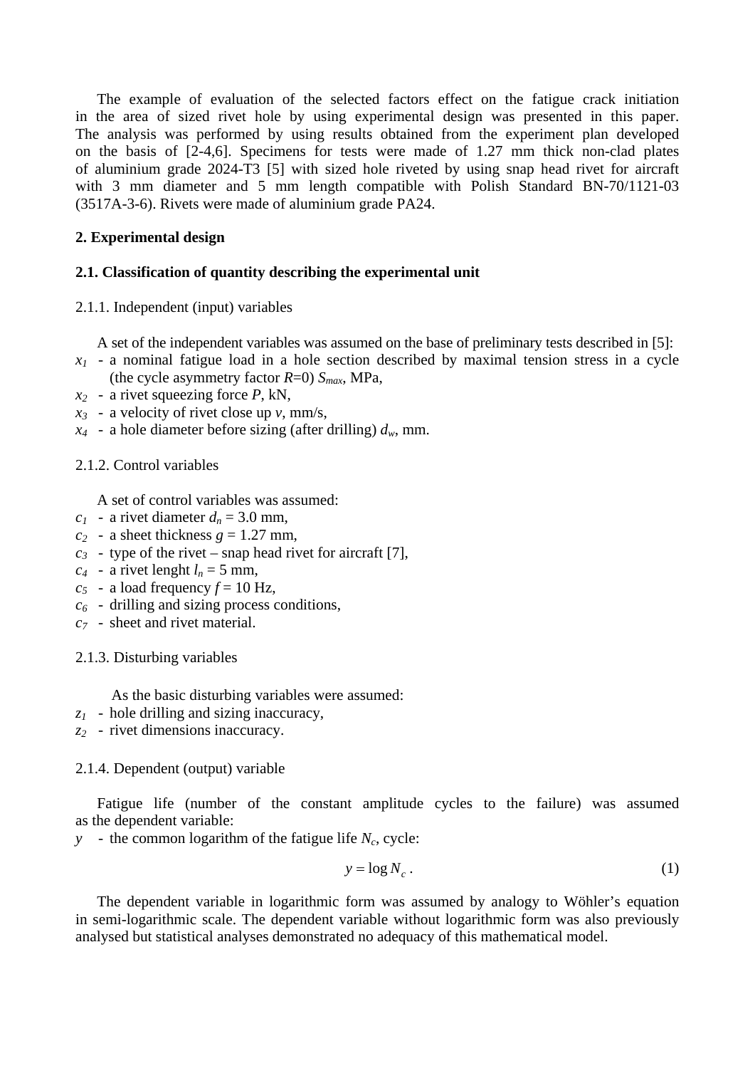The example of evaluation of the selected factors effect on the fatigue crack initiation in the area of sized rivet hole by using experimental design was presented in this paper. The analysis was performed by using results obtained from the experiment plan developed on the basis of [2-4,6]. Specimens for tests were made of 1.27 mm thick non-clad plates of aluminium grade 2024-T3 [5] with sized hole riveted by using snap head rivet for aircraft with 3 mm diameter and 5 mm length compatible with Polish Standard BN-70/1121-03 (3517A-3-6). Rivets were made of aluminium grade PA24.

## 2. Experimental design

### 2.1. Classification of quantity describing the experimental unit

#### 2.1.1. Independent (input) variables

A set of the independent variables was assumed on the base of preliminary tests described in [5]:

- $x_1$ - a nominal fatigue load in a hole section described by maximal tension stress in a cycle (the cycle asymmetry factor $R$=0) $S_{max}$, MPa,
- $x_2$ - a rivet squeezing force $P$, kN,
- $x_3$ - a velocity of rivet close up $v$, mm/s,
- $x_4$ - a hole diameter before sizing (after drilling) $d_w$, mm.

#### 2.1.2. Control variables

A set of control variables was assumed:

- $c_1$ - a rivet diameter $d_n$ = 3.0 mm,
- $c_2$ - a sheet thickness $g$ = 1.27 mm,
- $c_3$ - type of the rivet – snap head rivet for aircraft [7],
- $c_4$ - a rivet lenght $l_n$ = 5 mm,
- $c_5$ - a load frequency $f$ = 10 Hz,
- $c_6$ - drilling and sizing process conditions,
- $c_7$ - sheet and rivet material.

#### 2.1.3. Disturbing variables

As the basic disturbing variables were assumed:

- $z_1$ - hole drilling and sizing inaccuracy,
- $z_2$ - rivet dimensions inaccuracy.

#### 2.1.4. Dependent (output) variable

Fatigue life (number of the constant amplitude cycles to the failure) was assumed as the dependent variable:

- $y$ - the common logarithm of the fatigue life $N_c$, cycle:

$$y = \log N_c \,. \tag{1}$$

The dependent variable in logarithmic form was assumed by analogy to Wöhler's equation in semi-logarithmic scale. The dependent variable without logarithmic form was also previously analysed but statistical analyses demonstrated no adequacy of this mathematical model.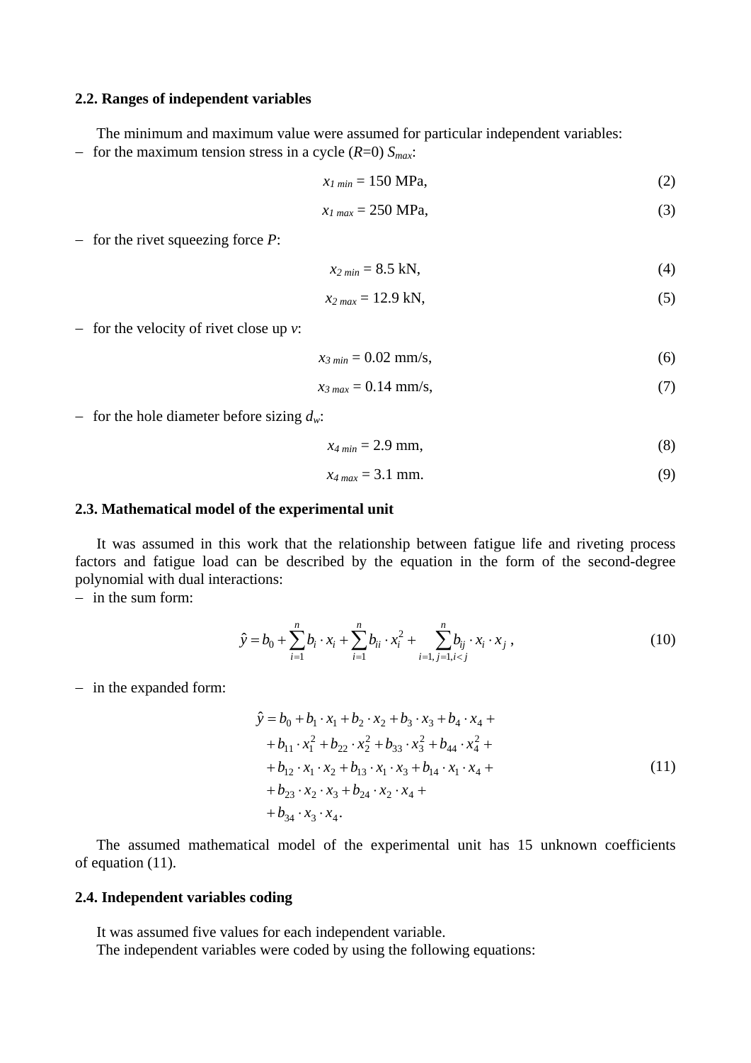### 2.2. Ranges of independent variables

The minimum and maximum value were assumed for particular independent variables:

– for the maximum tension stress in a cycle ($R$=0) $S_{max}$:

$$x_{1\,min} = 150 \text{ MPa}, \tag{2}$$

$$x_{1\,max} = 250 \text{ MPa}, \tag{3}$$

– for the rivet squeezing force $P$:

$$x_{2\,min} = 8.5 \text{ kN}, \tag{4}$$

$$x_{2\,max} = 12.9 \text{ kN}, \tag{5}$$

– for the velocity of rivet close up $v$:

$$x_{3\,min} = 0.02 \text{ mm/s}, \tag{6}$$

$$x_{3\,max} = 0.14 \text{ mm/s}, \tag{7}$$

– for the hole diameter before sizing $d_w$:

$$x_{4\,min} = 2.9 \text{ mm}, \tag{8}$$

$$x_{4\,max} = 3.1 \text{ mm}. \tag{9}$$

### 2.3. Mathematical model of the experimental unit

It was assumed in this work that the relationship between fatigue life and riveting process factors and fatigue load can be described by the equation in the form of the second-degree polynomial with dual interactions:

– in the sum form:

$$\hat{y} = b_0 + \sum_{i=1}^{n} b_i \cdot x_i + \sum_{i=1}^{n} b_{ii} \cdot x_i^2 + \sum_{i=1,\, j=1, i<j}^{n} b_{ij} \cdot x_i \cdot x_j \,, \tag{10}$$

– in the expanded form:

$$\begin{aligned} \hat{y} = b_0 &+ b_1 \cdot x_1 + b_2 \cdot x_2 + b_3 \cdot x_3 + b_4 \cdot x_4 + \\ &+ b_{11} \cdot x_1^2 + b_{22} \cdot x_2^2 + b_{33} \cdot x_3^2 + b_{44} \cdot x_4^2 + \\ &+ b_{12} \cdot x_1 \cdot x_2 + b_{13} \cdot x_1 \cdot x_3 + b_{14} \cdot x_1 \cdot x_4 + \\ &+ b_{23} \cdot x_2 \cdot x_3 + b_{24} \cdot x_2 \cdot x_4 + \\ &+ b_{34} \cdot x_3 \cdot x_4 . \end{aligned} \tag{11}$$

The assumed mathematical model of the experimental unit has 15 unknown coefficients of equation (11).

### 2.4. Independent variables coding

It was assumed five values for each independent variable.

The independent variables were coded by using the following equations: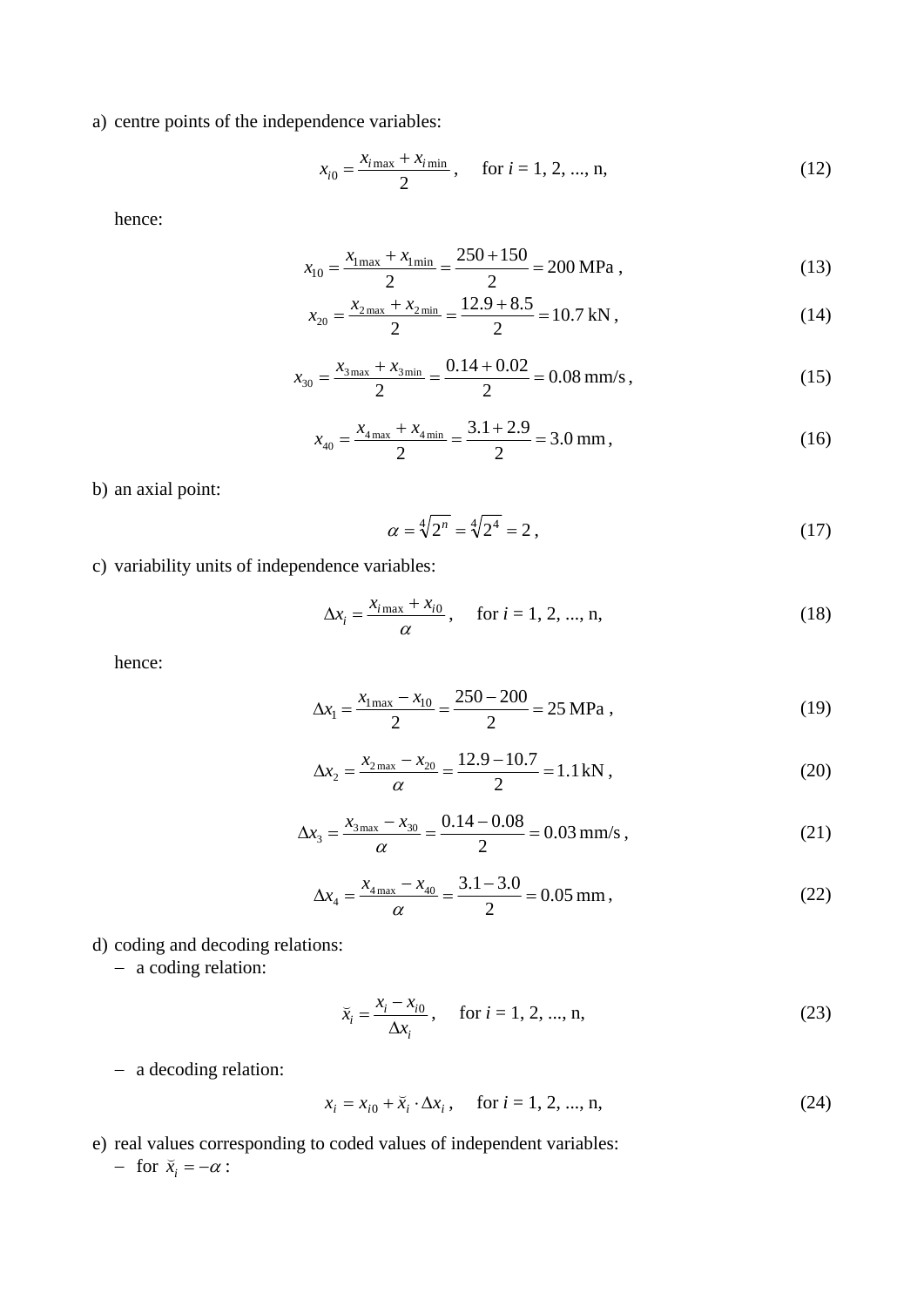a) centre points of the independence variables:

$$x_{i0} = \frac{x_{i\max} + x_{i\min}}{2}, \quad \text{for } i = 1, 2, ..., \text{n}, \tag{12}$$

hence:

$$x_{10} = \frac{x_{1\max} + x_{1\min}}{2} = \frac{250 + 150}{2} = 200 \text{ MPa}, \tag{13}$$

$$x_{20} = \frac{x_{2\max} + x_{2\min}}{2} = \frac{12.9 + 8.5}{2} = 10.7 \text{ kN}, \tag{14}$$

$$x_{30} = \frac{x_{3\max} + x_{3\min}}{2} = \frac{0.14 + 0.02}{2} = 0.08 \text{ mm/s}, \tag{15}$$

$$x_{40} = \frac{x_{4\max} + x_{4\min}}{2} = \frac{3.1 + 2.9}{2} = 3.0 \text{ mm}, \tag{16}$$

b) an axial point:

$$\alpha = \sqrt[4]{2^n} = \sqrt[4]{2^4} = 2, \tag{17}$$

c) variability units of independence variables:

$$\Delta x_i = \frac{x_{i\max} + x_{i0}}{\alpha}, \quad \text{for } i = 1, 2, ..., \text{n}, \tag{18}$$

hence:

$$\Delta x_1 = \frac{x_{1\max} - x_{10}}{2} = \frac{250 - 200}{2} = 25 \text{ MPa}, \tag{19}$$

$$\Delta x_2 = \frac{x_{2\max} - x_{20}}{\alpha} = \frac{12.9 - 10.7}{2} = 1.1 \text{ kN}, \tag{20}$$

$$\Delta x_3 = \frac{x_{3\max} - x_{30}}{\alpha} = \frac{0.14 - 0.08}{2} = 0.03 \text{ mm/s}, \tag{21}$$

$$\Delta x_4 = \frac{x_{4\max} - x_{40}}{\alpha} = \frac{3.1 - 3.0}{2} = 0.05 \text{ mm}, \tag{22}$$

d) coding and decoding relations:
   - a coding relation:

$$\breve{x}_i = \frac{x_i - x_{i0}}{\Delta x_i}, \quad \text{for } i = 1, 2, ..., \text{n}, \tag{23}$$

   - a decoding relation:

$$x_i = x_{i0} + \breve{x}_i \cdot \Delta x_i, \quad \text{for } i = 1, 2, ..., \text{n}, \tag{24}$$

e) real values corresponding to coded values of independent variables:
   - for $\breve{x}_i = -\alpha$: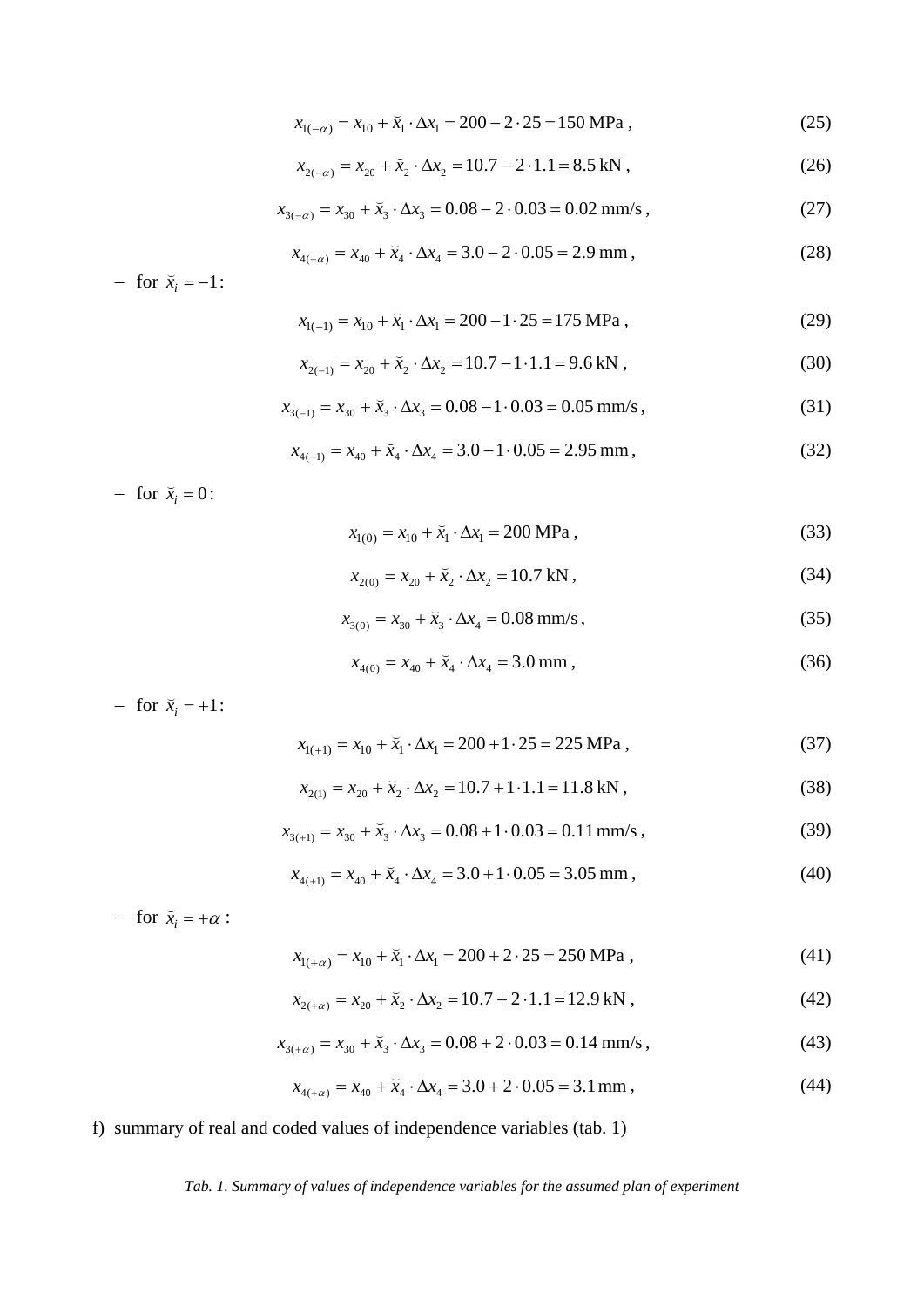$$x_{1(-\alpha)} = x_{10} + \breve{x}_1 \cdot \Delta x_1 = 200 - 2 \cdot 25 = 150 \text{ MPa}, \quad (25)$$

$$x_{2(-\alpha)} = x_{20} + \breve{x}_2 \cdot \Delta x_2 = 10.7 - 2 \cdot 1.1 = 8.5 \text{ kN}, \quad (26)$$

$$x_{3(-\alpha)} = x_{30} + \breve{x}_3 \cdot \Delta x_3 = 0.08 - 2 \cdot 0.03 = 0.02 \text{ mm/s}, \quad (27)$$

$$x_{4(-\alpha)} = x_{40} + \breve{x}_4 \cdot \Delta x_4 = 3.0 - 2 \cdot 0.05 = 2.9 \text{ mm}, \quad (28)$$

– for $\breve{x}_i = -1$:

$$x_{1(-1)} = x_{10} + \breve{x}_1 \cdot \Delta x_1 = 200 - 1 \cdot 25 = 175 \text{ MPa}, \quad (29)$$

$$x_{2(-1)} = x_{20} + \breve{x}_2 \cdot \Delta x_2 = 10.7 - 1 \cdot 1.1 = 9.6 \text{ kN}, \quad (30)$$

$$x_{3(-1)} = x_{30} + \breve{x}_3 \cdot \Delta x_3 = 0.08 - 1 \cdot 0.03 = 0.05 \text{ mm/s}, \quad (31)$$

$$x_{4(-1)} = x_{40} + \breve{x}_4 \cdot \Delta x_4 = 3.0 - 1 \cdot 0.05 = 2.95 \text{ mm}, \quad (32)$$

– for $\breve{x}_i = 0$:

$$x_{1(0)} = x_{10} + \breve{x}_1 \cdot \Delta x_1 = 200 \text{ MPa}, \quad (33)$$

$$x_{2(0)} = x_{20} + \breve{x}_2 \cdot \Delta x_2 = 10.7 \text{ kN}, \quad (34)$$

$$x_{3(0)} = x_{30} + \breve{x}_3 \cdot \Delta x_4 = 0.08 \text{ mm/s}, \quad (35)$$

$$x_{4(0)} = x_{40} + \breve{x}_4 \cdot \Delta x_4 = 3.0 \text{ mm}, \quad (36)$$

– for $\breve{x}_i = +1$:

$$x_{1(+1)} = x_{10} + \breve{x}_1 \cdot \Delta x_1 = 200 + 1 \cdot 25 = 225 \text{ MPa}, \quad (37)$$

$$x_{2(1)} = x_{20} + \breve{x}_2 \cdot \Delta x_2 = 10.7 + 1 \cdot 1.1 = 11.8 \text{ kN}, \quad (38)$$

$$x_{3(+1)} = x_{30} + \breve{x}_3 \cdot \Delta x_3 = 0.08 + 1 \cdot 0.03 = 0.11 \text{ mm/s}, \quad (39)$$

$$x_{4(+1)} = x_{40} + \breve{x}_4 \cdot \Delta x_4 = 3.0 + 1 \cdot 0.05 = 3.05 \text{ mm}, \quad (40)$$

– for $\breve{x}_i = +\alpha$:

$$x_{1(+\alpha)} = x_{10} + \breve{x}_1 \cdot \Delta x_1 = 200 + 2 \cdot 25 = 250 \text{ MPa}, \quad (41)$$

$$x_{2(+\alpha)} = x_{20} + \breve{x}_2 \cdot \Delta x_2 = 10.7 + 2 \cdot 1.1 = 12.9 \text{ kN}, \quad (42)$$

$$x_{3(+\alpha)} = x_{30} + \breve{x}_3 \cdot \Delta x_3 = 0.08 + 2 \cdot 0.03 = 0.14 \text{ mm/s}, \quad (43)$$

$$x_{4(+\alpha)} = x_{40} + \breve{x}_4 \cdot \Delta x_4 = 3.0 + 2 \cdot 0.05 = 3.1 \text{ mm}, \quad (44)$$

f) summary of real and coded values of independence variables (tab. 1)

*Tab. 1. Summary of values of independence variables for the assumed plan of experiment*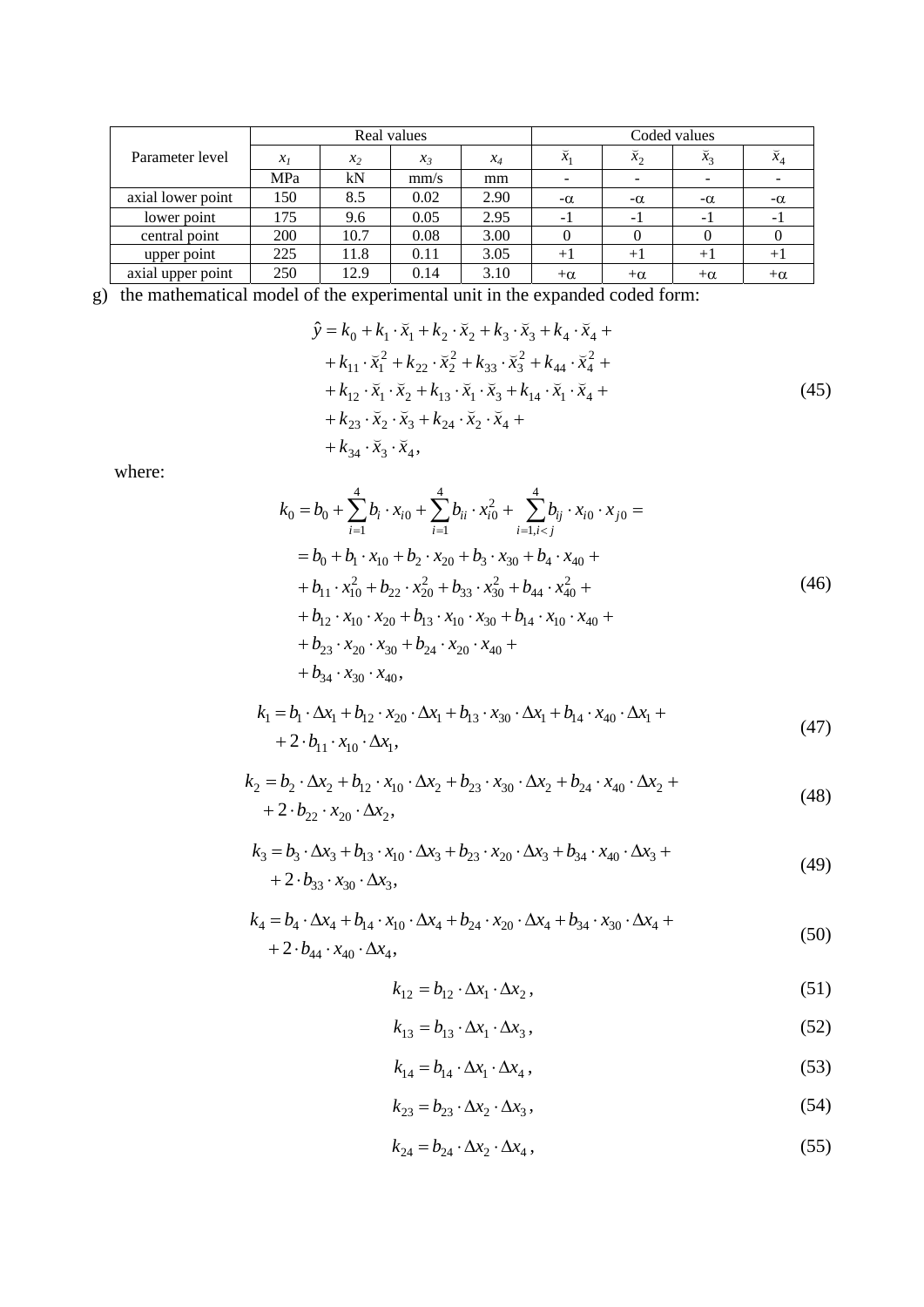| Parameter level | Real values | | | | Coded values | | | |
|---|---|---|---|---|---|---|---|---|
| | $x_1$ | $x_2$ | $x_3$ | $x_4$ | $\breve{x}_1$ | $\breve{x}_2$ | $\breve{x}_3$ | $\breve{x}_4$ |
| | MPa | kN | mm/s | mm | - | - | - | - |
| axial lower point | 150 | 8.5 | 0.02 | 2.90 | $-\alpha$ | $-\alpha$ | $-\alpha$ | $-\alpha$ |
| lower point | 175 | 9.6 | 0.05 | 2.95 | -1 | -1 | -1 | -1 |
| central point | 200 | 10.7 | 0.08 | 3.00 | 0 | 0 | 0 | 0 |
| upper point | 225 | 11.8 | 0.11 | 3.05 | +1 | +1 | +1 | +1 |
| axial upper point | 250 | 12.9 | 0.14 | 3.10 | $+\alpha$ | $+\alpha$ | $+\alpha$ | $+\alpha$ |

g) the mathematical model of the experimental unit in the expanded coded form:

$$
\begin{aligned}
\hat{y} = {} & k_0 + k_1 \cdot \breve{x}_1 + k_2 \cdot \breve{x}_2 + k_3 \cdot \breve{x}_3 + k_4 \cdot \breve{x}_4 + \\
& + k_{11} \cdot \breve{x}_1^2 + k_{22} \cdot \breve{x}_2^2 + k_{33} \cdot \breve{x}_3^2 + k_{44} \cdot \breve{x}_4^2 + \\
& + k_{12} \cdot \breve{x}_1 \cdot \breve{x}_2 + k_{13} \cdot \breve{x}_1 \cdot \breve{x}_3 + k_{14} \cdot \breve{x}_1 \cdot \breve{x}_4 + \\
& + k_{23} \cdot \breve{x}_2 \cdot \breve{x}_3 + k_{24} \cdot \breve{x}_2 \cdot \breve{x}_4 + \\
& + k_{34} \cdot \breve{x}_3 \cdot \breve{x}_4,
\end{aligned} \tag{45}
$$

where:

$$
\begin{aligned}
k_0 = {} & b_0 + \sum_{i=1}^{4} b_i \cdot x_{i0} + \sum_{i=1}^{4} b_{ii} \cdot x_{i0}^2 + \sum_{i=1, i<j}^{4} b_{ij} \cdot x_{i0} \cdot x_{j0} = \\
& = b_0 + b_1 \cdot x_{10} + b_2 \cdot x_{20} + b_3 \cdot x_{30} + b_4 \cdot x_{40} + \\
& + b_{11} \cdot x_{10}^2 + b_{22} \cdot x_{20}^2 + b_{33} \cdot x_{30}^2 + b_{44} \cdot x_{40}^2 + \\
& + b_{12} \cdot x_{10} \cdot x_{20} + b_{13} \cdot x_{10} \cdot x_{30} + b_{14} \cdot x_{10} \cdot x_{40} + \\
& + b_{23} \cdot x_{20} \cdot x_{30} + b_{24} \cdot x_{20} \cdot x_{40} + \\
& + b_{34} \cdot x_{30} \cdot x_{40},
\end{aligned} \tag{46}
$$

$$
\begin{aligned}
k_1 = {} & b_1 \cdot \Delta x_1 + b_{12} \cdot x_{20} \cdot \Delta x_1 + b_{13} \cdot x_{30} \cdot \Delta x_1 + b_{14} \cdot x_{40} \cdot \Delta x_1 + \\
& + 2 \cdot b_{11} \cdot x_{10} \cdot \Delta x_1,
\end{aligned} \tag{47}
$$

$$
\begin{aligned}
k_2 = {} & b_2 \cdot \Delta x_2 + b_{12} \cdot x_{10} \cdot \Delta x_2 + b_{23} \cdot x_{30} \cdot \Delta x_2 + b_{24} \cdot x_{40} \cdot \Delta x_2 + \\
& + 2 \cdot b_{22} \cdot x_{20} \cdot \Delta x_2,
\end{aligned} \tag{48}
$$

$$
\begin{aligned}
k_3 = {} & b_3 \cdot \Delta x_3 + b_{13} \cdot x_{10} \cdot \Delta x_3 + b_{23} \cdot x_{20} \cdot \Delta x_3 + b_{34} \cdot x_{40} \cdot \Delta x_3 + \\
& + 2 \cdot b_{33} \cdot x_{30} \cdot \Delta x_3,
\end{aligned} \tag{49}
$$

$$
\begin{aligned}
k_4 = {} & b_4 \cdot \Delta x_4 + b_{14} \cdot x_{10} \cdot \Delta x_4 + b_{24} \cdot x_{20} \cdot \Delta x_4 + b_{34} \cdot x_{30} \cdot \Delta x_4 + \\
& + 2 \cdot b_{44} \cdot x_{40} \cdot \Delta x_4,
\end{aligned} \tag{50}
$$

$$k_{12} = b_{12} \cdot \Delta x_1 \cdot \Delta x_2, \tag{51}$$

$$k_{13} = b_{13} \cdot \Delta x_1 \cdot \Delta x_3, \tag{52}$$

$$k_{14} = b_{14} \cdot \Delta x_1 \cdot \Delta x_4, \tag{53}$$

$$k_{23} = b_{23} \cdot \Delta x_2 \cdot \Delta x_3, \tag{54}$$

$$k_{24} = b_{24} \cdot \Delta x_2 \cdot \Delta x_4, \tag{55}$$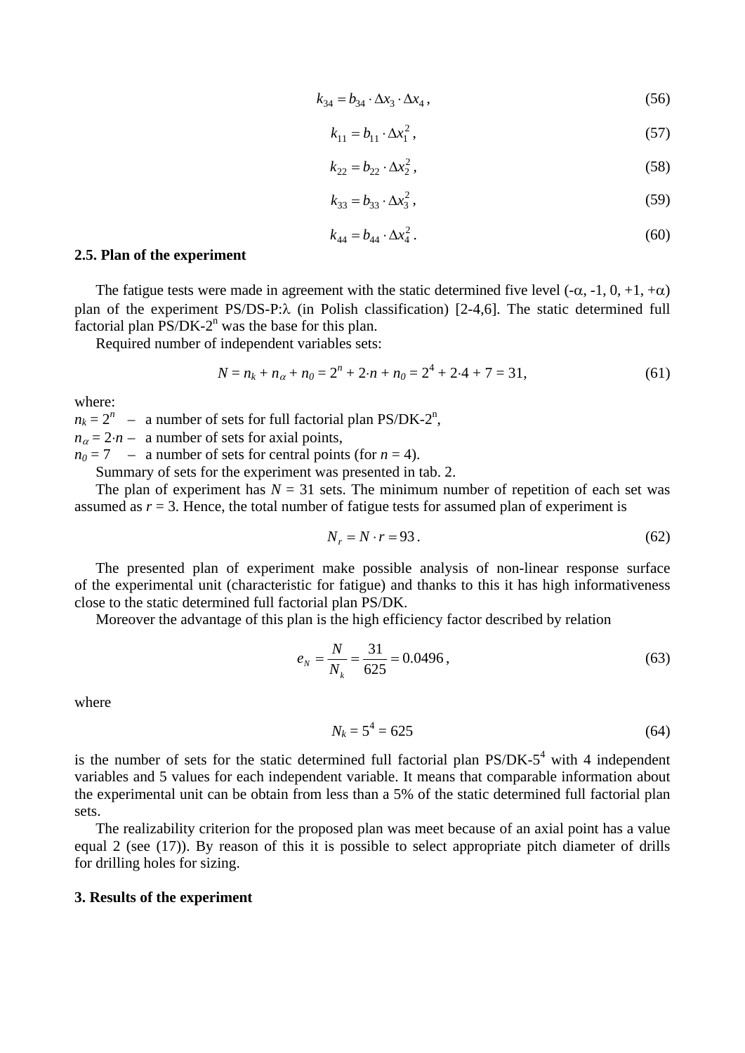$$k_{34} = b_{34} \cdot \Delta x_3 \cdot \Delta x_4\,, \tag{56}$$

$$k_{11} = b_{11} \cdot \Delta x_1^2\,, \tag{57}$$

$$k_{22} = b_{22} \cdot \Delta x_2^2\,, \tag{58}$$

$$k_{33} = b_{33} \cdot \Delta x_3^2\,, \tag{59}$$

$$k_{44} = b_{44} \cdot \Delta x_4^2\,. \tag{60}$$

### 2.5. Plan of the experiment

The fatigue tests were made in agreement with the static determined five level ($-\alpha$, -1, 0, +1, $+\alpha$) plan of the experiment PS/DS-P:$\lambda$ (in Polish classification) [2-4,6]. The static determined full factorial plan PS/DK-$2^n$ was the base for this plan.

Required number of independent variables sets:

$$N = n_k + n_\alpha + n_0 = 2^n + 2 \cdot n + n_0 = 2^4 + 2 \cdot 4 + 7 = 31, \tag{61}$$

where:
$n_k = 2^n$ – a number of sets for full factorial plan PS/DK-$2^n$,
$n_\alpha = 2 \cdot n$ – a number of sets for axial points,
$n_0 = 7$ – a number of sets for central points (for $n = 4$).

Summary of sets for the experiment was presented in tab. 2.

The plan of experiment has $N$ = 31 sets. The minimum number of repetition of each set was assumed as $r$ = 3. Hence, the total number of fatigue tests for assumed plan of experiment is

$$N_r = N \cdot r = 93\,. \tag{62}$$

The presented plan of experiment make possible analysis of non-linear response surface of the experimental unit (characteristic for fatigue) and thanks to this it has high informativeness close to the static determined full factorial plan PS/DK.

Moreover the advantage of this plan is the high efficiency factor described by relation

$$e_N = \frac{N}{N_k} = \frac{31}{625} = 0.0496\,, \tag{63}$$

where

$$N_k = 5^4 = 625 \tag{64}$$

is the number of sets for the static determined full factorial plan PS/DK-$5^4$ with 4 independent variables and 5 values for each independent variable. It means that comparable information about the experimental unit can be obtain from less than a 5% of the static determined full factorial plan sets.

The realizability criterion for the proposed plan was meet because of an axial point has a value equal 2 (see (17)). By reason of this it is possible to select appropriate pitch diameter of drills for drilling holes for sizing.

### 3. Results of the experiment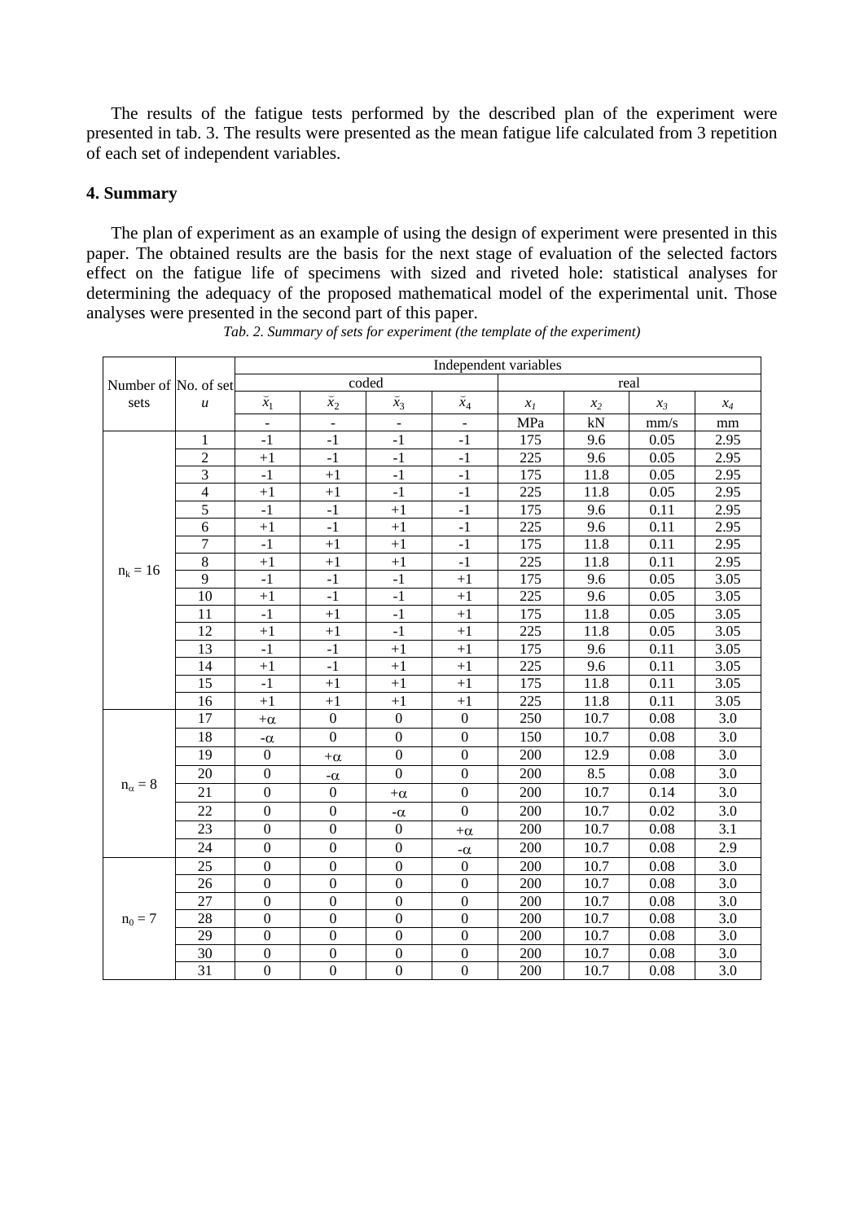The results of the fatigue tests performed by the described plan of the experiment were presented in tab. 3. The results were presented as the mean fatigue life calculated from 3 repetition of each set of independent variables.

## 4. Summary

The plan of experiment as an example of using the design of experiment were presented in this paper. The obtained results are the basis for the next stage of evaluation of the selected factors effect on the fatigue life of specimens with sized and riveted hole: statistical analyses for determining the adequacy of the proposed mathematical model of the experimental unit. Those analyses were presented in the second part of this paper.

*Tab. 2. Summary of sets for experiment (the template of the experiment)*

| Number of sets | No. of set $u$ | Independent variables | | | | | | | |
|---|---|---|---|---|---|---|---|---|---|
| | | coded | | | | real | | | |
| | | $\breve{x}_1$ | $\breve{x}_2$ | $\breve{x}_3$ | $\breve{x}_4$ | $x_1$ | $x_2$ | $x_3$ | $x_4$ |
| | | - | - | - | - | MPa | kN | mm/s | mm |
| $n_k = 16$ | 1 | -1 | -1 | -1 | -1 | 175 | 9.6 | 0.05 | 2.95 |
| | 2 | +1 | -1 | -1 | -1 | 225 | 9.6 | 0.05 | 2.95 |
| | 3 | -1 | +1 | -1 | -1 | 175 | 11.8 | 0.05 | 2.95 |
| | 4 | +1 | +1 | -1 | -1 | 225 | 11.8 | 0.05 | 2.95 |
| | 5 | -1 | -1 | +1 | -1 | 175 | 9.6 | 0.11 | 2.95 |
| | 6 | +1 | -1 | +1 | -1 | 225 | 9.6 | 0.11 | 2.95 |
| | 7 | -1 | +1 | +1 | -1 | 175 | 11.8 | 0.11 | 2.95 |
| | 8 | +1 | +1 | +1 | -1 | 225 | 11.8 | 0.11 | 2.95 |
| | 9 | -1 | -1 | -1 | +1 | 175 | 9.6 | 0.05 | 3.05 |
| | 10 | +1 | -1 | -1 | +1 | 225 | 9.6 | 0.05 | 3.05 |
| | 11 | -1 | +1 | -1 | +1 | 175 | 11.8 | 0.05 | 3.05 |
| | 12 | +1 | +1 | -1 | +1 | 225 | 11.8 | 0.05 | 3.05 |
| | 13 | -1 | -1 | +1 | +1 | 175 | 9.6 | 0.11 | 3.05 |
| | 14 | +1 | -1 | +1 | +1 | 225 | 9.6 | 0.11 | 3.05 |
| | 15 | -1 | +1 | +1 | +1 | 175 | 11.8 | 0.11 | 3.05 |
| | 16 | +1 | +1 | +1 | +1 | 225 | 11.8 | 0.11 | 3.05 |
| $n_\alpha = 8$ | 17 | $+\alpha$ | 0 | 0 | 0 | 250 | 10.7 | 0.08 | 3.0 |
| | 18 | $-\alpha$ | 0 | 0 | 0 | 150 | 10.7 | 0.08 | 3.0 |
| | 19 | 0 | $+\alpha$ | 0 | 0 | 200 | 12.9 | 0.08 | 3.0 |
| | 20 | 0 | $-\alpha$ | 0 | 0 | 200 | 8.5 | 0.08 | 3.0 |
| | 21 | 0 | 0 | $+\alpha$ | 0 | 200 | 10.7 | 0.14 | 3.0 |
| | 22 | 0 | 0 | $-\alpha$ | 0 | 200 | 10.7 | 0.02 | 3.0 |
| | 23 | 0 | 0 | 0 | $+\alpha$ | 200 | 10.7 | 0.08 | 3.1 |
| | 24 | 0 | 0 | 0 | $-\alpha$ | 200 | 10.7 | 0.08 | 2.9 |
| $n_0 = 7$ | 25 | 0 | 0 | 0 | 0 | 200 | 10.7 | 0.08 | 3.0 |
| | 26 | 0 | 0 | 0 | 0 | 200 | 10.7 | 0.08 | 3.0 |
| | 27 | 0 | 0 | 0 | 0 | 200 | 10.7 | 0.08 | 3.0 |
| | 28 | 0 | 0 | 0 | 0 | 200 | 10.7 | 0.08 | 3.0 |
| | 29 | 0 | 0 | 0 | 0 | 200 | 10.7 | 0.08 | 3.0 |
| | 30 | 0 | 0 | 0 | 0 | 200 | 10.7 | 0.08 | 3.0 |
| | 31 | 0 | 0 | 0 | 0 | 200 | 10.7 | 0.08 | 3.0 |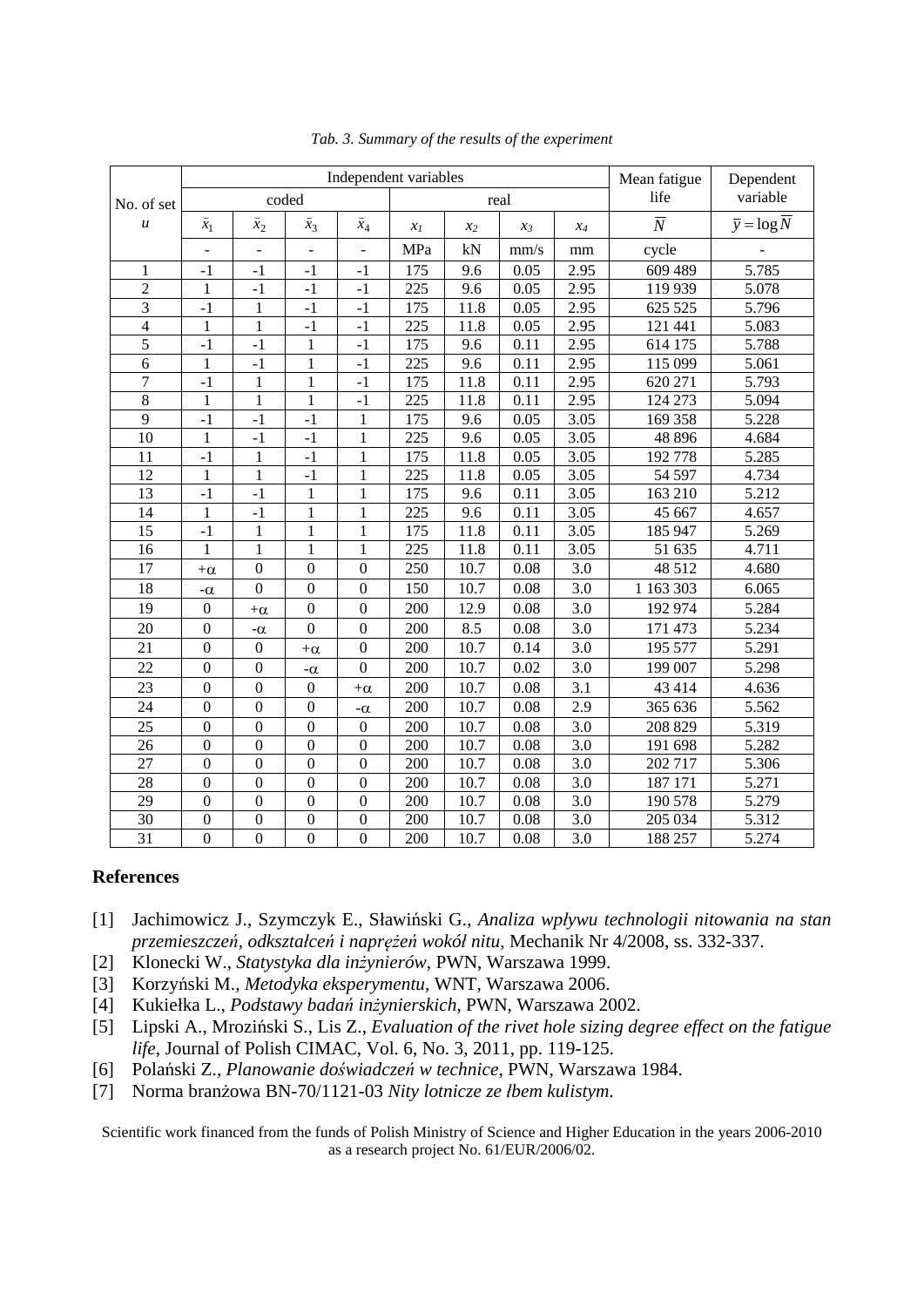*Tab. 3. Summary of the results of the experiment*

| No. of set $u$ | Independent variables | | | | | | | | Mean fatigue life | Dependent variable |
|---|---|---|---|---|---|---|---|---|---|---|
| | coded | | | | real | | | | | |
| | $\breve{x}_1$ | $\breve{x}_2$ | $\breve{x}_3$ | $\breve{x}_4$ | $x_1$ | $x_2$ | $x_3$ | $x_4$ | $\overline{N}$ | $\overline{y} = \log \overline{N}$ |
| | - | - | - | - | MPa | kN | mm/s | mm | cycle | - |
| 1 | -1 | -1 | -1 | -1 | 175 | 9.6 | 0.05 | 2.95 | 609 489 | 5.785 |
| 2 | 1 | -1 | -1 | -1 | 225 | 9.6 | 0.05 | 2.95 | 119 939 | 5.078 |
| 3 | -1 | 1 | -1 | -1 | 175 | 11.8 | 0.05 | 2.95 | 625 525 | 5.796 |
| 4 | 1 | 1 | -1 | -1 | 225 | 11.8 | 0.05 | 2.95 | 121 441 | 5.083 |
| 5 | -1 | -1 | 1 | -1 | 175 | 9.6 | 0.11 | 2.95 | 614 175 | 5.788 |
| 6 | 1 | -1 | 1 | -1 | 225 | 9.6 | 0.11 | 2.95 | 115 099 | 5.061 |
| 7 | -1 | 1 | 1 | -1 | 175 | 11.8 | 0.11 | 2.95 | 620 271 | 5.793 |
| 8 | 1 | 1 | 1 | -1 | 225 | 11.8 | 0.11 | 2.95 | 124 273 | 5.094 |
| 9 | -1 | -1 | -1 | 1 | 175 | 9.6 | 0.05 | 3.05 | 169 358 | 5.228 |
| 10 | 1 | -1 | -1 | 1 | 225 | 9.6 | 0.05 | 3.05 | 48 896 | 4.684 |
| 11 | -1 | 1 | -1 | 1 | 175 | 11.8 | 0.05 | 3.05 | 192 778 | 5.285 |
| 12 | 1 | 1 | -1 | 1 | 225 | 11.8 | 0.05 | 3.05 | 54 597 | 4.734 |
| 13 | -1 | -1 | 1 | 1 | 175 | 9.6 | 0.11 | 3.05 | 163 210 | 5.212 |
| 14 | 1 | -1 | 1 | 1 | 225 | 9.6 | 0.11 | 3.05 | 45 667 | 4.657 |
| 15 | -1 | 1 | 1 | 1 | 175 | 11.8 | 0.11 | 3.05 | 185 947 | 5.269 |
| 16 | 1 | 1 | 1 | 1 | 225 | 11.8 | 0.11 | 3.05 | 51 635 | 4.711 |
| 17 | $+\alpha$ | 0 | 0 | 0 | 250 | 10.7 | 0.08 | 3.0 | 48 512 | 4.680 |
| 18 | $-\alpha$ | 0 | 0 | 0 | 150 | 10.7 | 0.08 | 3.0 | 1 163 303 | 6.065 |
| 19 | 0 | $+\alpha$ | 0 | 0 | 200 | 12.9 | 0.08 | 3.0 | 192 974 | 5.284 |
| 20 | 0 | $-\alpha$ | 0 | 0 | 200 | 8.5 | 0.08 | 3.0 | 171 473 | 5.234 |
| 21 | 0 | 0 | $+\alpha$ | 0 | 200 | 10.7 | 0.14 | 3.0 | 195 577 | 5.291 |
| 22 | 0 | 0 | $-\alpha$ | 0 | 200 | 10.7 | 0.02 | 3.0 | 199 007 | 5.298 |
| 23 | 0 | 0 | 0 | $+\alpha$ | 200 | 10.7 | 0.08 | 3.1 | 43 414 | 4.636 |
| 24 | 0 | 0 | 0 | $-\alpha$ | 200 | 10.7 | 0.08 | 2.9 | 365 636 | 5.562 |
| 25 | 0 | 0 | 0 | 0 | 200 | 10.7 | 0.08 | 3.0 | 208 829 | 5.319 |
| 26 | 0 | 0 | 0 | 0 | 200 | 10.7 | 0.08 | 3.0 | 191 698 | 5.282 |
| 27 | 0 | 0 | 0 | 0 | 200 | 10.7 | 0.08 | 3.0 | 202 717 | 5.306 |
| 28 | 0 | 0 | 0 | 0 | 200 | 10.7 | 0.08 | 3.0 | 187 171 | 5.271 |
| 29 | 0 | 0 | 0 | 0 | 200 | 10.7 | 0.08 | 3.0 | 190 578 | 5.279 |
| 30 | 0 | 0 | 0 | 0 | 200 | 10.7 | 0.08 | 3.0 | 205 034 | 5.312 |
| 31 | 0 | 0 | 0 | 0 | 200 | 10.7 | 0.08 | 3.0 | 188 257 | 5.274 |

## References

[1] Jachimowicz J., Szymczyk E., Sławiński G., *Analiza wpływu technologii nitowania na stan przemieszczeń, odkształceń i naprężeń wokół nitu*, Mechanik Nr 4/2008, ss. 332-337.

[2] Klonecki W., *Statystyka dla inżynierów*, PWN, Warszawa 1999.

[3] Korzyński M., *Metodyka eksperymentu*, WNT, Warszawa 2006.

[4] Kukiełka L., *Podstawy badań inżynierskich*, PWN, Warszawa 2002.

[5] Lipski A., Mroziński S., Lis Z., *Evaluation of the rivet hole sizing degree effect on the fatigue life*, Journal of Polish CIMAC, Vol. 6, No. 3, 2011, pp. 119-125.

[6] Polański Z., *Planowanie doświadczeń w technice*, PWN, Warszawa 1984.

[7] Norma branżowa BN-70/1121-03 *Nity lotnicze ze łbem kulistym*.

Scientific work financed from the funds of Polish Ministry of Science and Higher Education in the years 2006-2010 as a research project No. 61/EUR/2006/02.